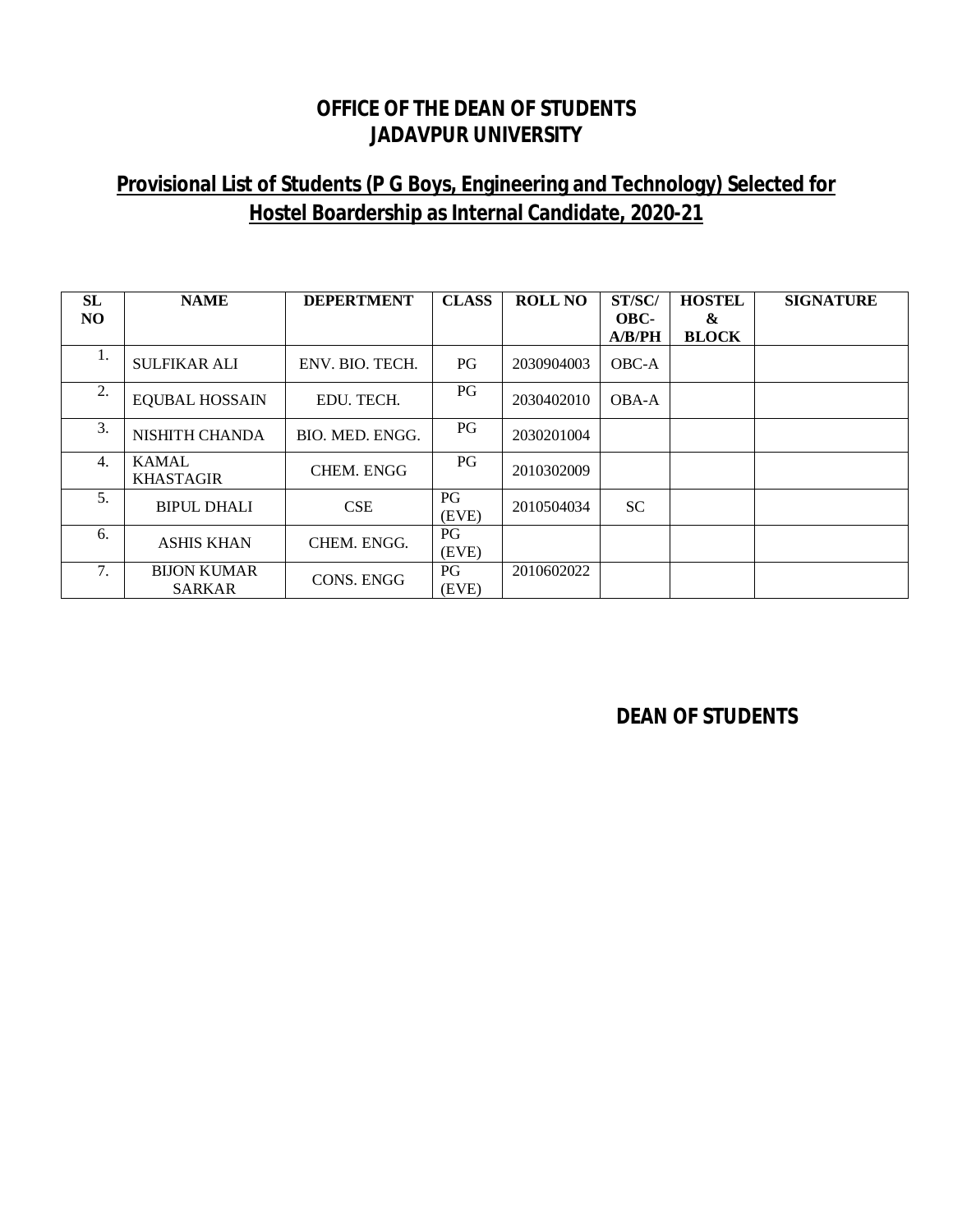# OFFICE OF THE DEAN OF STUDENTS
# JADAVPUR UNIVERSITY

## Provisional List of Students (P G Boys, Engineering and Technology) Selected for Hostel Boardership as Internal Candidate, 2020-21

| SL NO | NAME | DEPERTMENT | CLASS | ROLL NO | ST/SC/ OBC-A/B/PH | HOSTEL & BLOCK | SIGNATURE |
|---|---|---|---|---|---|---|---|
| 1. | SULFIKAR ALI | ENV. BIO. TECH. | PG | 2030904003 | OBC-A | | |
| 2. | EQUBAL HOSSAIN | EDU. TECH. | PG | 2030402010 | OBA-A | | |
| 3. | NISHITH CHANDA | BIO. MED. ENGG. | PG | 2030201004 | | | |
| 4. | KAMAL KHASTAGIR | CHEM. ENGG | PG | 2010302009 | | | |
| 5. | BIPUL DHALI | CSE | PG (EVE) | 2010504034 | SC | | |
| 6. | ASHIS KHAN | CHEM. ENGG. | PG (EVE) | | | | |
| 7. | BIJON KUMAR SARKAR | CONS. ENGG | PG (EVE) | 2010602022 | | | |

**DEAN OF STUDENTS**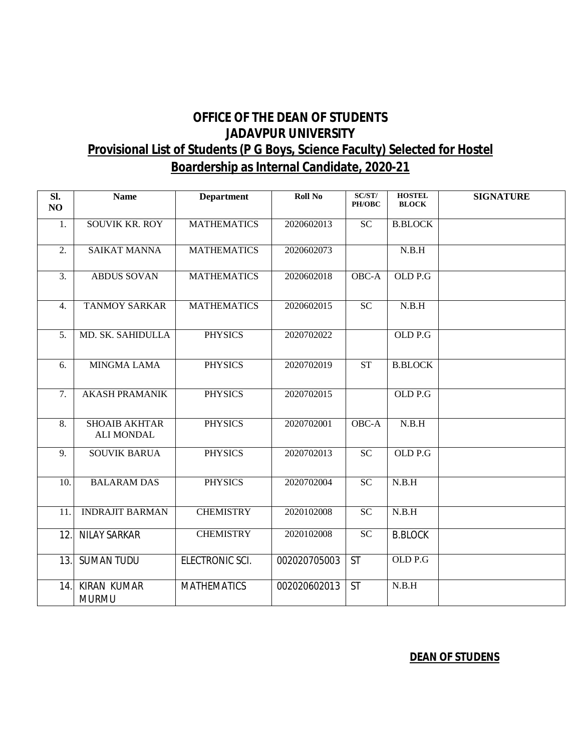# OFFICE OF THE DEAN OF STUDENTS
# JADAVPUR UNIVERSITY
## Provisional List of Students (P G Boys, Science Faculty) Selected for Hostel Boardership as Internal Candidate, 2020-21

| Sl. NO | Name | Department | Roll No | SC/ST/ PH/OBC | HOSTEL BLOCK | SIGNATURE |
|---|---|---|---|---|---|---|
| 1. | SOUVIK KR. ROY | MATHEMATICS | 2020602013 | SC | B.BLOCK | |
| 2. | SAIKAT MANNA | MATHEMATICS | 2020602073 | | N.B.H | |
| 3. | ABDUS SOVAN | MATHEMATICS | 2020602018 | OBC-A | OLD P.G | |
| 4. | TANMOY SARKAR | MATHEMATICS | 2020602015 | SC | N.B.H | |
| 5. | MD. SK. SAHIDULLA | PHYSICS | 2020702022 | | OLD P.G | |
| 6. | MINGMA LAMA | PHYSICS | 2020702019 | ST | B.BLOCK | |
| 7. | AKASH PRAMANIK | PHYSICS | 2020702015 | | OLD P.G | |
| 8. | SHOAIB AKHTAR ALI MONDAL | PHYSICS | 2020702001 | OBC-A | N.B.H | |
| 9. | SOUVIK BARUA | PHYSICS | 2020702013 | SC | OLD P.G | |
| 10. | BALARAM DAS | PHYSICS | 2020702004 | SC | N.B.H | |
| 11. | INDRAJIT BARMAN | CHEMISTRY | 2020102008 | SC | N.B.H | |
| 12. | NILAY SARKAR | CHEMISTRY | 2020102008 | SC | B.BLOCK | |
| 13. | SUMAN TUDU | ELECTRONIC SCI. | 002020705003 | ST | OLD P.G | |
| 14. | KIRAN KUMAR MURMU | MATHEMATICS | 002020602013 | ST | N.B.H | |

**DEAN OF STUDENS**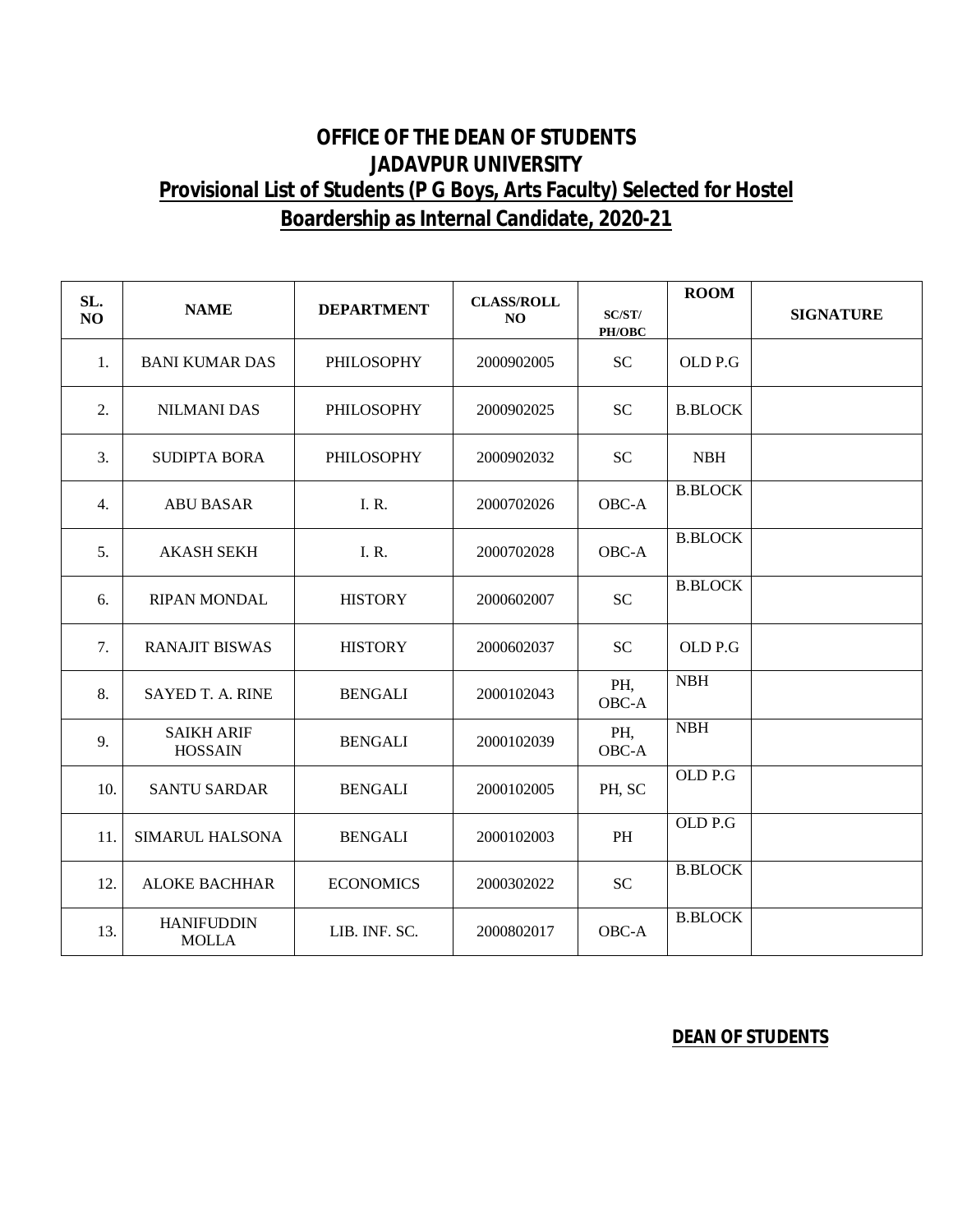# OFFICE OF THE DEAN OF STUDENTS
# JADAVPUR UNIVERSITY
## Provisional List of Students (P G Boys, Arts Faculty) Selected for Hostel Boardership as Internal Candidate, 2020-21

| SL. NO | NAME | DEPARTMENT | CLASS/ROLL NO | SC/ST/ PH/OBC | ROOM | SIGNATURE |
|---|---|---|---|---|---|---|
| 1. | BANI KUMAR DAS | PHILOSOPHY | 2000902005 | SC | OLD P.G | |
| 2. | NILMANI DAS | PHILOSOPHY | 2000902025 | SC | B.BLOCK | |
| 3. | SUDIPTA BORA | PHILOSOPHY | 2000902032 | SC | NBH | |
| 4. | ABU BASAR | I. R. | 2000702026 | OBC-A | B.BLOCK | |
| 5. | AKASH SEKH | I. R. | 2000702028 | OBC-A | B.BLOCK | |
| 6. | RIPAN MONDAL | HISTORY | 2000602007 | SC | B.BLOCK | |
| 7. | RANAJIT BISWAS | HISTORY | 2000602037 | SC | OLD P.G | |
| 8. | SAYED T. A. RINE | BENGALI | 2000102043 | PH, OBC-A | NBH | |
| 9. | SAIKH ARIF HOSSAIN | BENGALI | 2000102039 | PH, OBC-A | NBH | |
| 10. | SANTU SARDAR | BENGALI | 2000102005 | PH, SC | OLD P.G | |
| 11. | SIMARUL HALSONA | BENGALI | 2000102003 | PH | OLD P.G | |
| 12. | ALOKE BACHHAR | ECONOMICS | 2000302022 | SC | B.BLOCK | |
| 13. | HANIFUDDIN MOLLA | LIB. INF. SC. | 2000802017 | OBC-A | B.BLOCK | |

**DEAN OF STUDENTS**